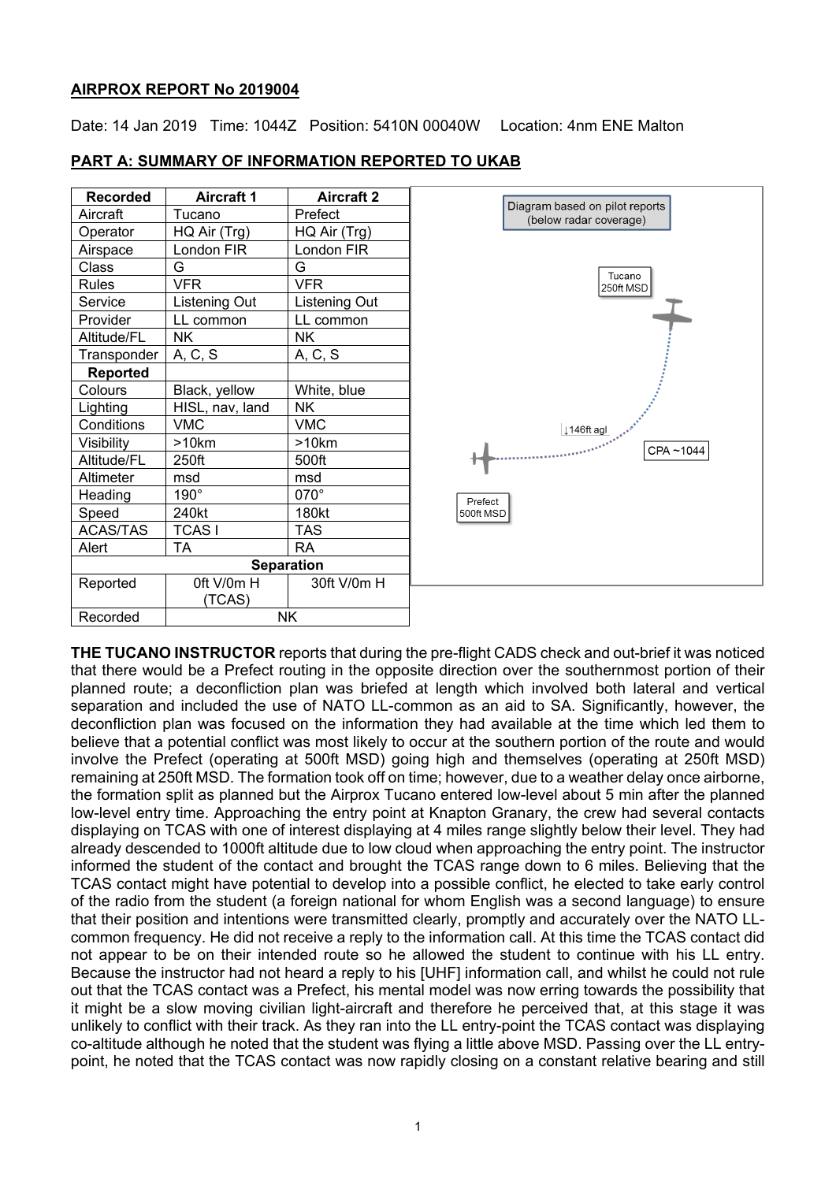**AIRPROX REPORT No 2019004**

Date: 14 Jan 2019 Time: 1044Z Position: 5410N 00040W Location: 4nm ENE Malton

**PART A: SUMMARY OF INFORMATION REPORTED TO UKAB**

| Recorded | Aircraft 1 | Aircraft 2 |
|---|---|---|
| Aircraft | Tucano | Prefect |
| Operator | HQ Air (Trg) | HQ Air (Trg) |
| Airspace | London FIR | London FIR |
| Class | G | G |
| Rules | VFR | VFR |
| Service | Listening Out | Listening Out |
| Provider | LL common | LL common |
| Altitude/FL | NK | NK |
| Transponder | A, C, S | A, C, S |
| **Reported** | | |
| Colours | Black, yellow | White, blue |
| Lighting | HISL, nav, land | NK |
| Conditions | VMC | VMC |
| Visibility | >10km | >10km |
| Altitude/FL | 250ft | 500ft |
| Altimeter | msd | msd |
| Heading | 190° | 070° |
| Speed | 240kt | 180kt |
| ACAS/TAS | TCAS I | TAS |
| Alert | TA | RA |
| **Separation** | | |
| Reported | 0ft V/0m H (TCAS) | 30ft V/0m H |
| Recorded | NK | |

Diagram based on pilot reports (below radar coverage)

Tucano 250ft MSD

↓146ft agl

CPA ~1044

Prefect 500ft MSD

**THE TUCANO INSTRUCTOR** reports that during the pre-flight CADS check and out-brief it was noticed that there would be a Prefect routing in the opposite direction over the southernmost portion of their planned route; a deconfliction plan was briefed at length which involved both lateral and vertical separation and included the use of NATO LL-common as an aid to SA. Significantly, however, the deconfliction plan was focused on the information they had available at the time which led them to believe that a potential conflict was most likely to occur at the southern portion of the route and would involve the Prefect (operating at 500ft MSD) going high and themselves (operating at 250ft MSD) remaining at 250ft MSD. The formation took off on time; however, due to a weather delay once airborne, the formation split as planned but the Airprox Tucano entered low-level about 5 min after the planned low-level entry time. Approaching the entry point at Knapton Granary, the crew had several contacts displaying on TCAS with one of interest displaying at 4 miles range slightly below their level. They had already descended to 1000ft altitude due to low cloud when approaching the entry point. The instructor informed the student of the contact and brought the TCAS range down to 6 miles. Believing that the TCAS contact might have potential to develop into a possible conflict, he elected to take early control of the radio from the student (a foreign national for whom English was a second language) to ensure that their position and intentions were transmitted clearly, promptly and accurately over the NATO LL-common frequency. He did not receive a reply to the information call. At this time the TCAS contact did not appear to be on their intended route so he allowed the student to continue with his LL entry. Because the instructor had not heard a reply to his [UHF] information call, and whilst he could not rule out that the TCAS contact was a Prefect, his mental model was now erring towards the possibility that it might be a slow moving civilian light-aircraft and therefore he perceived that, at this stage it was unlikely to conflict with their track. As they ran into the LL entry-point the TCAS contact was displaying co-altitude although he noted that the student was flying a little above MSD. Passing over the LL entry-point, he noted that the TCAS contact was now rapidly closing on a constant relative bearing and still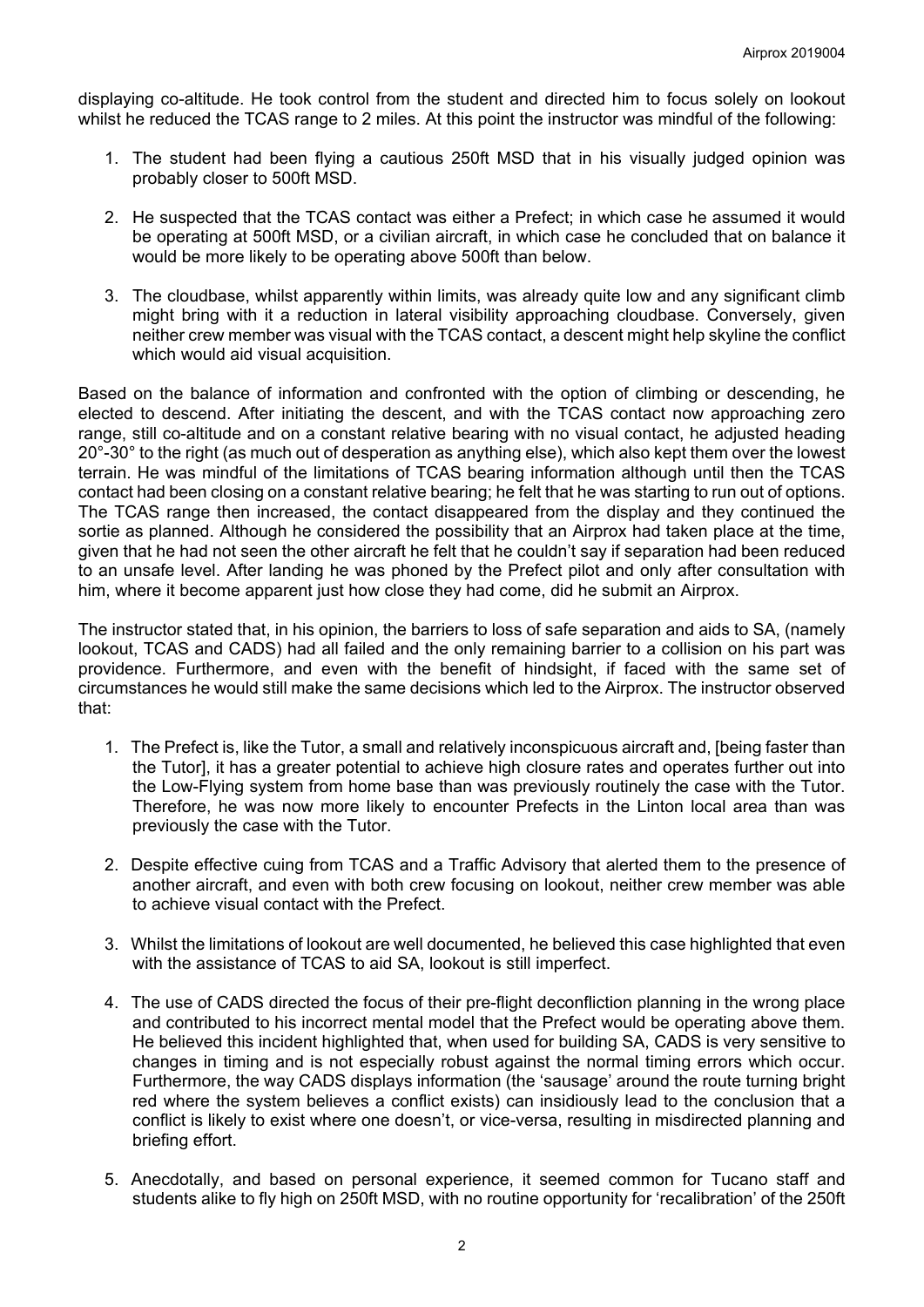displaying co-altitude. He took control from the student and directed him to focus solely on lookout whilst he reduced the TCAS range to 2 miles. At this point the instructor was mindful of the following:

1. The student had been flying a cautious 250ft MSD that in his visually judged opinion was probably closer to 500ft MSD.
2. He suspected that the TCAS contact was either a Prefect; in which case he assumed it would be operating at 500ft MSD, or a civilian aircraft, in which case he concluded that on balance it would be more likely to be operating above 500ft than below.
3. The cloudbase, whilst apparently within limits, was already quite low and any significant climb might bring with it a reduction in lateral visibility approaching cloudbase. Conversely, given neither crew member was visual with the TCAS contact, a descent might help skyline the conflict which would aid visual acquisition.

Based on the balance of information and confronted with the option of climbing or descending, he elected to descend. After initiating the descent, and with the TCAS contact now approaching zero range, still co-altitude and on a constant relative bearing with no visual contact, he adjusted heading 20°-30° to the right (as much out of desperation as anything else), which also kept them over the lowest terrain. He was mindful of the limitations of TCAS bearing information although until then the TCAS contact had been closing on a constant relative bearing; he felt that he was starting to run out of options. The TCAS range then increased, the contact disappeared from the display and they continued the sortie as planned. Although he considered the possibility that an Airprox had taken place at the time, given that he had not seen the other aircraft he felt that he couldn't say if separation had been reduced to an unsafe level. After landing he was phoned by the Prefect pilot and only after consultation with him, where it become apparent just how close they had come, did he submit an Airprox.

The instructor stated that, in his opinion, the barriers to loss of safe separation and aids to SA, (namely lookout, TCAS and CADS) had all failed and the only remaining barrier to a collision on his part was providence. Furthermore, and even with the benefit of hindsight, if faced with the same set of circumstances he would still make the same decisions which led to the Airprox. The instructor observed that:

1. The Prefect is, like the Tutor, a small and relatively inconspicuous aircraft and, [being faster than the Tutor], it has a greater potential to achieve high closure rates and operates further out into the Low-Flying system from home base than was previously routinely the case with the Tutor. Therefore, he was now more likely to encounter Prefects in the Linton local area than was previously the case with the Tutor.
2. Despite effective cuing from TCAS and a Traffic Advisory that alerted them to the presence of another aircraft, and even with both crew focusing on lookout, neither crew member was able to achieve visual contact with the Prefect.
3. Whilst the limitations of lookout are well documented, he believed this case highlighted that even with the assistance of TCAS to aid SA, lookout is still imperfect.
4. The use of CADS directed the focus of their pre-flight deconfliction planning in the wrong place and contributed to his incorrect mental model that the Prefect would be operating above them. He believed this incident highlighted that, when used for building SA, CADS is very sensitive to changes in timing and is not especially robust against the normal timing errors which occur. Furthermore, the way CADS displays information (the 'sausage' around the route turning bright red where the system believes a conflict exists) can insidiously lead to the conclusion that a conflict is likely to exist where one doesn't, or vice-versa, resulting in misdirected planning and briefing effort.
5. Anecdotally, and based on personal experience, it seemed common for Tucano staff and students alike to fly high on 250ft MSD, with no routine opportunity for 'recalibration' of the 250ft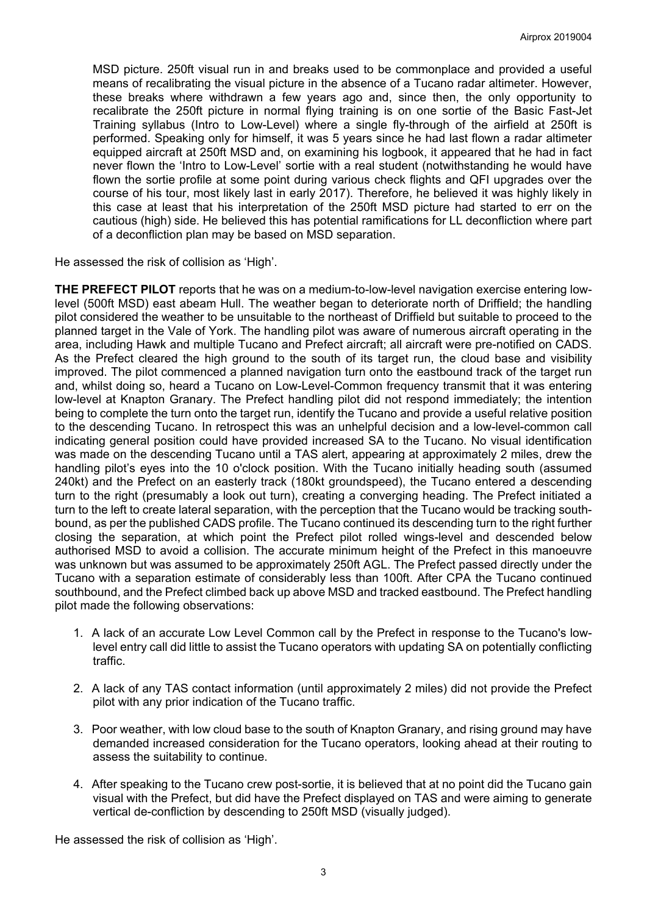MSD picture. 250ft visual run in and breaks used to be commonplace and provided a useful means of recalibrating the visual picture in the absence of a Tucano radar altimeter. However, these breaks where withdrawn a few years ago and, since then, the only opportunity to recalibrate the 250ft picture in normal flying training is on one sortie of the Basic Fast-Jet Training syllabus (Intro to Low-Level) where a single fly-through of the airfield at 250ft is performed. Speaking only for himself, it was 5 years since he had last flown a radar altimeter equipped aircraft at 250ft MSD and, on examining his logbook, it appeared that he had in fact never flown the 'Intro to Low-Level' sortie with a real student (notwithstanding he would have flown the sortie profile at some point during various check flights and QFI upgrades over the course of his tour, most likely last in early 2017). Therefore, he believed it was highly likely in this case at least that his interpretation of the 250ft MSD picture had started to err on the cautious (high) side. He believed this has potential ramifications for LL deconfliction where part of a deconfliction plan may be based on MSD separation.

He assessed the risk of collision as 'High'.

**THE PREFECT PILOT** reports that he was on a medium-to-low-level navigation exercise entering low-level (500ft MSD) east abeam Hull. The weather began to deteriorate north of Driffield; the handling pilot considered the weather to be unsuitable to the northeast of Driffield but suitable to proceed to the planned target in the Vale of York. The handling pilot was aware of numerous aircraft operating in the area, including Hawk and multiple Tucano and Prefect aircraft; all aircraft were pre-notified on CADS. As the Prefect cleared the high ground to the south of its target run, the cloud base and visibility improved. The pilot commenced a planned navigation turn onto the eastbound track of the target run and, whilst doing so, heard a Tucano on Low-Level-Common frequency transmit that it was entering low-level at Knapton Granary. The Prefect handling pilot did not respond immediately; the intention being to complete the turn onto the target run, identify the Tucano and provide a useful relative position to the descending Tucano. In retrospect this was an unhelpful decision and a low-level-common call indicating general position could have provided increased SA to the Tucano. No visual identification was made on the descending Tucano until a TAS alert, appearing at approximately 2 miles, drew the handling pilot's eyes into the 10 o'clock position. With the Tucano initially heading south (assumed 240kt) and the Prefect on an easterly track (180kt groundspeed), the Tucano entered a descending turn to the right (presumably a look out turn), creating a converging heading. The Prefect initiated a turn to the left to create lateral separation, with the perception that the Tucano would be tracking south-bound, as per the published CADS profile. The Tucano continued its descending turn to the right further closing the separation, at which point the Prefect pilot rolled wings-level and descended below authorised MSD to avoid a collision. The accurate minimum height of the Prefect in this manoeuvre was unknown but was assumed to be approximately 250ft AGL. The Prefect passed directly under the Tucano with a separation estimate of considerably less than 100ft. After CPA the Tucano continued southbound, and the Prefect climbed back up above MSD and tracked eastbound. The Prefect handling pilot made the following observations:

1. A lack of an accurate Low Level Common call by the Prefect in response to the Tucano's low-level entry call did little to assist the Tucano operators with updating SA on potentially conflicting traffic.
2. A lack of any TAS contact information (until approximately 2 miles) did not provide the Prefect pilot with any prior indication of the Tucano traffic.
3. Poor weather, with low cloud base to the south of Knapton Granary, and rising ground may have demanded increased consideration for the Tucano operators, looking ahead at their routing to assess the suitability to continue.
4. After speaking to the Tucano crew post-sortie, it is believed that at no point did the Tucano gain visual with the Prefect, but did have the Prefect displayed on TAS and were aiming to generate vertical de-confliction by descending to 250ft MSD (visually judged).

He assessed the risk of collision as 'High'.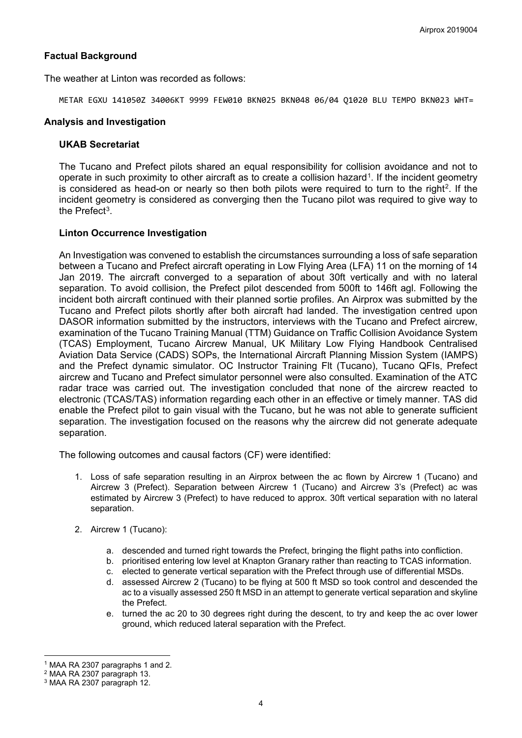## Factual Background

The weather at Linton was recorded as follows:

```
METAR EGXU 141050Z 34006KT 9999 FEW010 BKN025 BKN048 06/04 Q1020 BLU TEMPO BKN023 WHT=
```

## Analysis and Investigation

### UKAB Secretariat

The Tucano and Prefect pilots shared an equal responsibility for collision avoidance and not to operate in such proximity to other aircraft as to create a collision hazard[1]. If the incident geometry is considered as head-on or nearly so then both pilots were required to turn to the right[2]. If the incident geometry is considered as converging then the Tucano pilot was required to give way to the Prefect[3].

### Linton Occurrence Investigation

An Investigation was convened to establish the circumstances surrounding a loss of safe separation between a Tucano and Prefect aircraft operating in Low Flying Area (LFA) 11 on the morning of 14 Jan 2019. The aircraft converged to a separation of about 30ft vertically and with no lateral separation. To avoid collision, the Prefect pilot descended from 500ft to 146ft agl. Following the incident both aircraft continued with their planned sortie profiles. An Airprox was submitted by the Tucano and Prefect pilots shortly after both aircraft had landed. The investigation centred upon DASOR information submitted by the instructors, interviews with the Tucano and Prefect aircrew, examination of the Tucano Training Manual (TTM) Guidance on Traffic Collision Avoidance System (TCAS) Employment, Tucano Aircrew Manual, UK Military Low Flying Handbook Centralised Aviation Data Service (CADS) SOPs, the International Aircraft Planning Mission System (IAMPS) and the Prefect dynamic simulator. OC Instructor Training Flt (Tucano), Tucano QFIs, Prefect aircrew and Tucano and Prefect simulator personnel were also consulted. Examination of the ATC radar trace was carried out. The investigation concluded that none of the aircrew reacted to electronic (TCAS/TAS) information regarding each other in an effective or timely manner. TAS did enable the Prefect pilot to gain visual with the Tucano, but he was not able to generate sufficient separation. The investigation focused on the reasons why the aircrew did not generate adequate separation.

The following outcomes and causal factors (CF) were identified:

1. Loss of safe separation resulting in an Airprox between the ac flown by Aircrew 1 (Tucano) and Aircrew 3 (Prefect). Separation between Aircrew 1 (Tucano) and Aircrew 3's (Prefect) ac was estimated by Aircrew 3 (Prefect) to have reduced to approx. 30ft vertical separation with no lateral separation.

2. Aircrew 1 (Tucano):

    a. descended and turned right towards the Prefect, bringing the flight paths into confliction.

    b. prioritised entering low level at Knapton Granary rather than reacting to TCAS information.

    c. elected to generate vertical separation with the Prefect through use of differential MSDs.

    d. assessed Aircrew 2 (Tucano) to be flying at 500 ft MSD so took control and descended the ac to a visually assessed 250 ft MSD in an attempt to generate vertical separation and skyline the Prefect.

    e. turned the ac 20 to 30 degrees right during the descent, to try and keep the ac over lower ground, which reduced lateral separation with the Prefect.

---

[1] MAA RA 2307 paragraphs 1 and 2.

[2] MAA RA 2307 paragraph 13.

[3] MAA RA 2307 paragraph 12.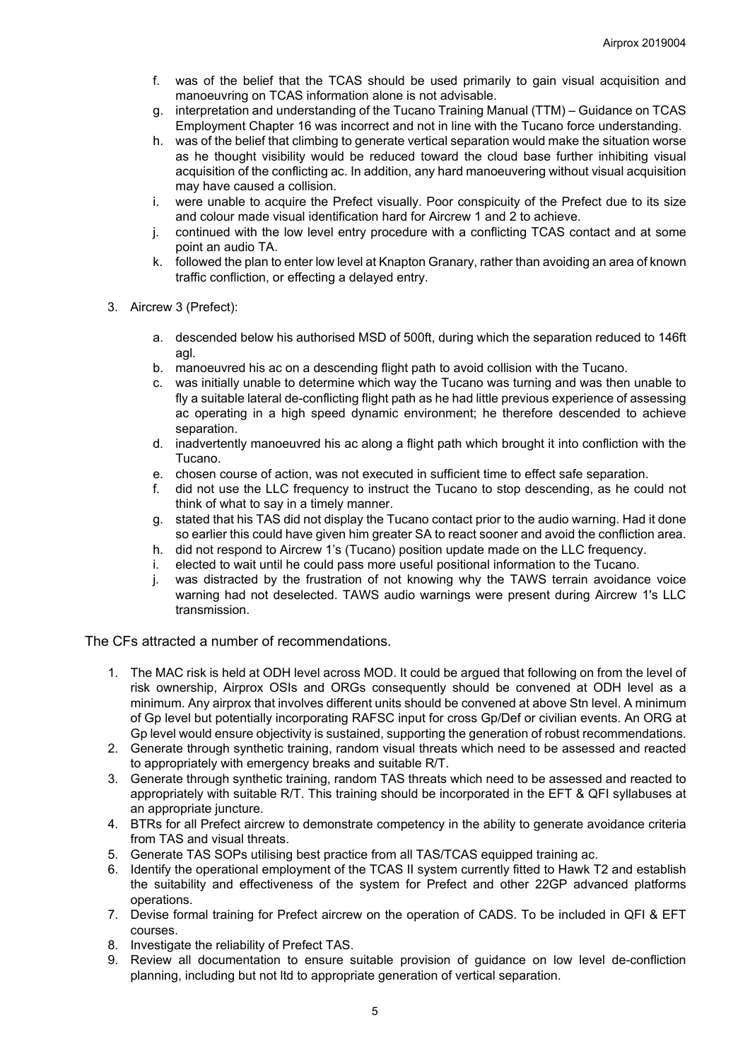f. was of the belief that the TCAS should be used primarily to gain visual acquisition and manoeuvring on TCAS information alone is not advisable.
g. interpretation and understanding of the Tucano Training Manual (TTM) – Guidance on TCAS Employment Chapter 16 was incorrect and not in line with the Tucano force understanding.
h. was of the belief that climbing to generate vertical separation would make the situation worse as he thought visibility would be reduced toward the cloud base further inhibiting visual acquisition of the conflicting ac. In addition, any hard manoeuvering without visual acquisition may have caused a collision.
i. were unable to acquire the Prefect visually. Poor conspicuity of the Prefect due to its size and colour made visual identification hard for Aircrew 1 and 2 to achieve.
j. continued with the low level entry procedure with a conflicting TCAS contact and at some point an audio TA.
k. followed the plan to enter low level at Knapton Granary, rather than avoiding an area of known traffic confliction, or effecting a delayed entry.

3. Aircrew 3 (Prefect):

   a. descended below his authorised MSD of 500ft, during which the separation reduced to 146ft agl.
   b. manoeuvred his ac on a descending flight path to avoid collision with the Tucano.
   c. was initially unable to determine which way the Tucano was turning and was then unable to fly a suitable lateral de-conflicting flight path as he had little previous experience of assessing ac operating in a high speed dynamic environment; he therefore descended to achieve separation.
   d. inadvertently manoeuvred his ac along a flight path which brought it into confliction with the Tucano.
   e. chosen course of action, was not executed in sufficient time to effect safe separation.
   f. did not use the LLC frequency to instruct the Tucano to stop descending, as he could not think of what to say in a timely manner.
   g. stated that his TAS did not display the Tucano contact prior to the audio warning. Had it done so earlier this could have given him greater SA to react sooner and avoid the confliction area.
   h. did not respond to Aircrew 1's (Tucano) position update made on the LLC frequency.
   i. elected to wait until he could pass more useful positional information to the Tucano.
   j. was distracted by the frustration of not knowing why the TAWS terrain avoidance voice warning had not deselected. TAWS audio warnings were present during Aircrew 1's LLC transmission.

The CFs attracted a number of recommendations.

1. The MAC risk is held at ODH level across MOD. It could be argued that following on from the level of risk ownership, Airprox OSIs and ORGs consequently should be convened at ODH level as a minimum. Any airprox that involves different units should be convened at above Stn level. A minimum of Gp level but potentially incorporating RAFSC input for cross Gp/Def or civilian events. An ORG at Gp level would ensure objectivity is sustained, supporting the generation of robust recommendations.
2. Generate through synthetic training, random visual threats which need to be assessed and reacted to appropriately with emergency breaks and suitable R/T.
3. Generate through synthetic training, random TAS threats which need to be assessed and reacted to appropriately with suitable R/T. This training should be incorporated in the EFT & QFI syllabuses at an appropriate juncture.
4. BTRs for all Prefect aircrew to demonstrate competency in the ability to generate avoidance criteria from TAS and visual threats.
5. Generate TAS SOPs utilising best practice from all TAS/TCAS equipped training ac.
6. Identify the operational employment of the TCAS II system currently fitted to Hawk T2 and establish the suitability and effectiveness of the system for Prefect and other 22GP advanced platforms operations.
7. Devise formal training for Prefect aircrew on the operation of CADS. To be included in QFI & EFT courses.
8. Investigate the reliability of Prefect TAS.
9. Review all documentation to ensure suitable provision of guidance on low level de-confliction planning, including but not ltd to appropriate generation of vertical separation.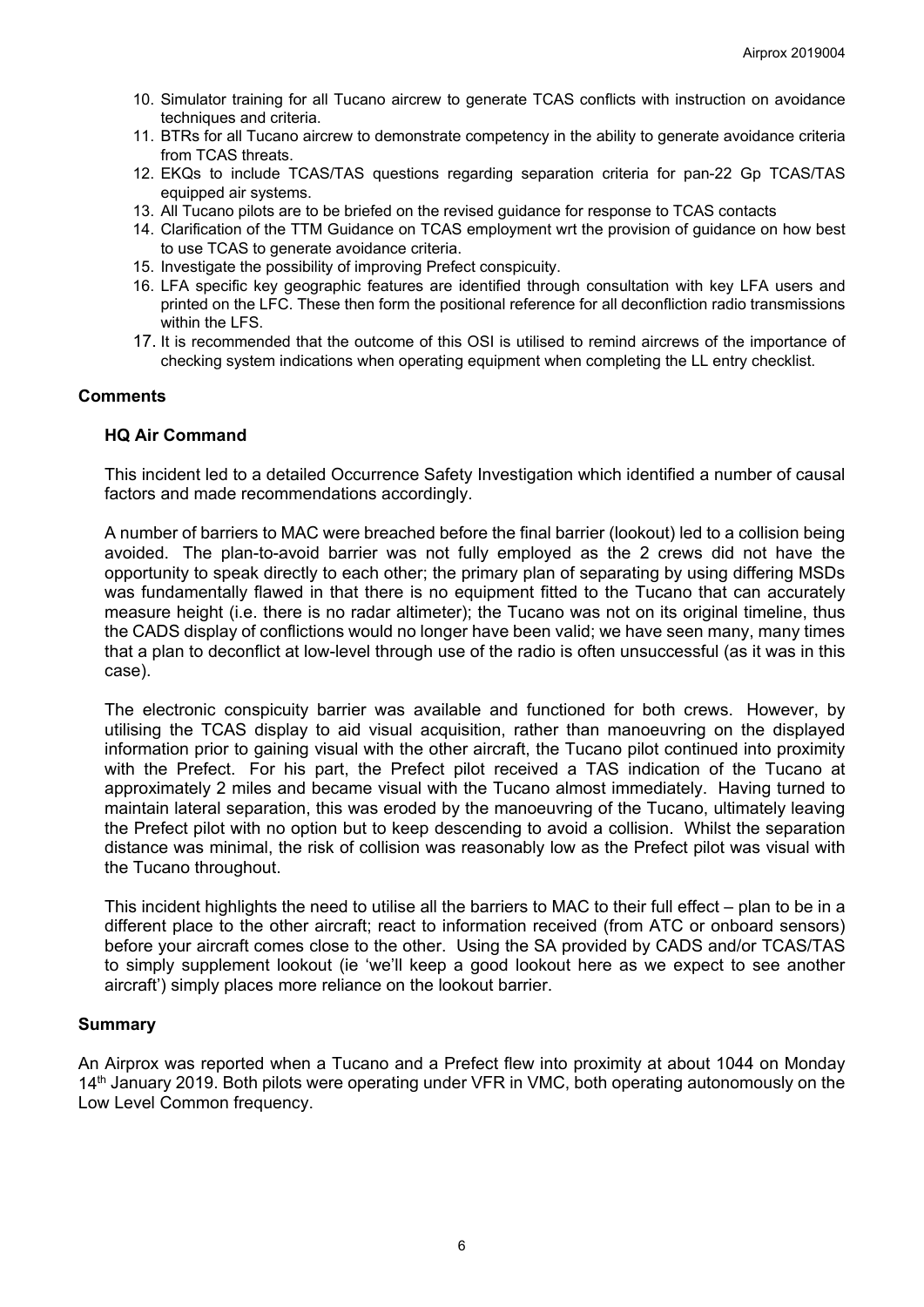10. Simulator training for all Tucano aircrew to generate TCAS conflicts with instruction on avoidance techniques and criteria.
11. BTRs for all Tucano aircrew to demonstrate competency in the ability to generate avoidance criteria from TCAS threats.
12. EKQs to include TCAS/TAS questions regarding separation criteria for pan-22 Gp TCAS/TAS equipped air systems.
13. All Tucano pilots are to be briefed on the revised guidance for response to TCAS contacts
14. Clarification of the TTM Guidance on TCAS employment wrt the provision of guidance on how best to use TCAS to generate avoidance criteria.
15. Investigate the possibility of improving Prefect conspicuity.
16. LFA specific key geographic features are identified through consultation with key LFA users and printed on the LFC. These then form the positional reference for all deconfliction radio transmissions within the LFS.
17. It is recommended that the outcome of this OSI is utilised to remind aircrews of the importance of checking system indications when operating equipment when completing the LL entry checklist.

## Comments

### HQ Air Command

This incident led to a detailed Occurrence Safety Investigation which identified a number of causal factors and made recommendations accordingly.

A number of barriers to MAC were breached before the final barrier (lookout) led to a collision being avoided. The plan-to-avoid barrier was not fully employed as the 2 crews did not have the opportunity to speak directly to each other; the primary plan of separating by using differing MSDs was fundamentally flawed in that there is no equipment fitted to the Tucano that can accurately measure height (i.e. there is no radar altimeter); the Tucano was not on its original timeline, thus the CADS display of conflictions would no longer have been valid; we have seen many, many times that a plan to deconflict at low-level through use of the radio is often unsuccessful (as it was in this case).

The electronic conspicuity barrier was available and functioned for both crews. However, by utilising the TCAS display to aid visual acquisition, rather than manoeuvring on the displayed information prior to gaining visual with the other aircraft, the Tucano pilot continued into proximity with the Prefect. For his part, the Prefect pilot received a TAS indication of the Tucano at approximately 2 miles and became visual with the Tucano almost immediately. Having turned to maintain lateral separation, this was eroded by the manoeuvring of the Tucano, ultimately leaving the Prefect pilot with no option but to keep descending to avoid a collision. Whilst the separation distance was minimal, the risk of collision was reasonably low as the Prefect pilot was visual with the Tucano throughout.

This incident highlights the need to utilise all the barriers to MAC to their full effect – plan to be in a different place to the other aircraft; react to information received (from ATC or onboard sensors) before your aircraft comes close to the other. Using the SA provided by CADS and/or TCAS/TAS to simply supplement lookout (ie 'we'll keep a good lookout here as we expect to see another aircraft') simply places more reliance on the lookout barrier.

## Summary

An Airprox was reported when a Tucano and a Prefect flew into proximity at about 1044 on Monday 14th January 2019. Both pilots were operating under VFR in VMC, both operating autonomously on the Low Level Common frequency.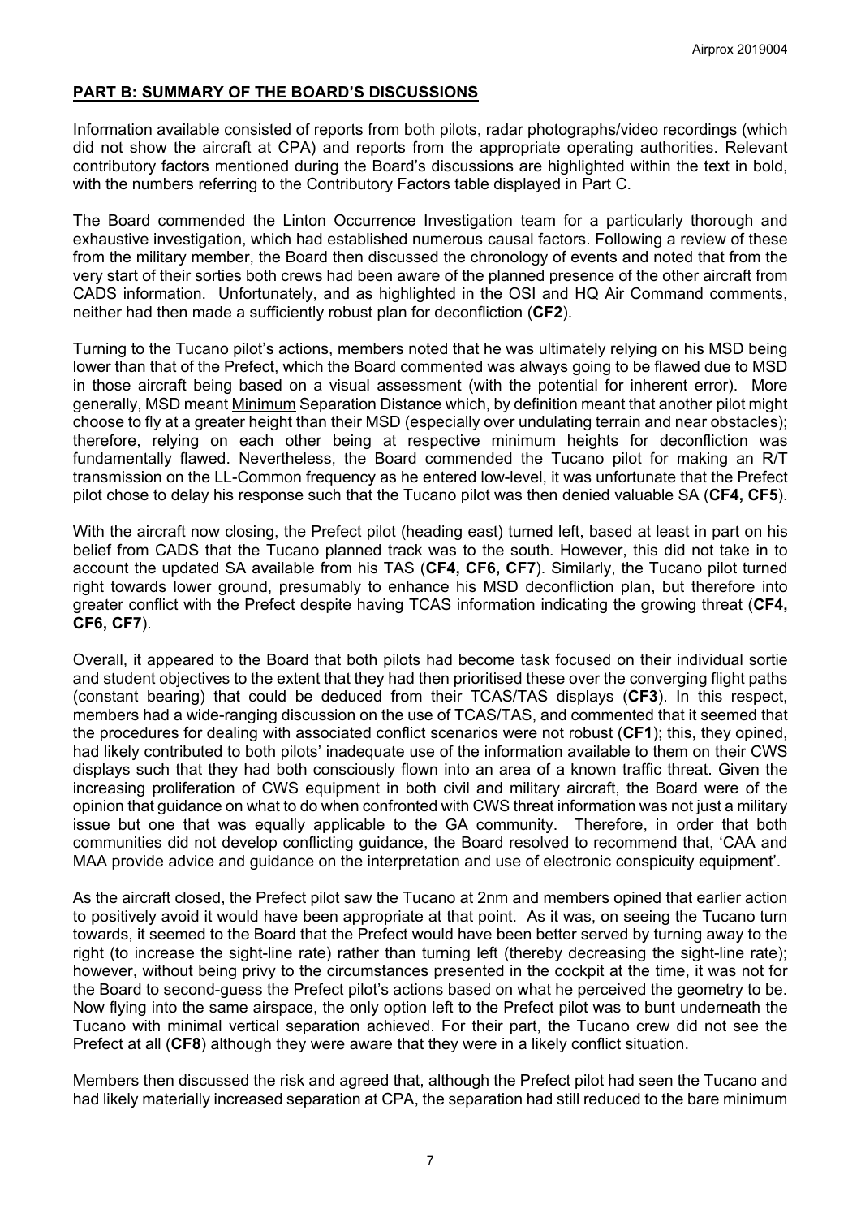## PART B: SUMMARY OF THE BOARD'S DISCUSSIONS

Information available consisted of reports from both pilots, radar photographs/video recordings (which did not show the aircraft at CPA) and reports from the appropriate operating authorities. Relevant contributory factors mentioned during the Board's discussions are highlighted within the text in bold, with the numbers referring to the Contributory Factors table displayed in Part C.

The Board commended the Linton Occurrence Investigation team for a particularly thorough and exhaustive investigation, which had established numerous causal factors. Following a review of these from the military member, the Board then discussed the chronology of events and noted that from the very start of their sorties both crews had been aware of the planned presence of the other aircraft from CADS information. Unfortunately, and as highlighted in the OSI and HQ Air Command comments, neither had then made a sufficiently robust plan for deconfliction (**CF2**).

Turning to the Tucano pilot's actions, members noted that he was ultimately relying on his MSD being lower than that of the Prefect, which the Board commented was always going to be flawed due to MSD in those aircraft being based on a visual assessment (with the potential for inherent error). More generally, MSD meant Minimum Separation Distance which, by definition meant that another pilot might choose to fly at a greater height than their MSD (especially over undulating terrain and near obstacles); therefore, relying on each other being at respective minimum heights for deconfliction was fundamentally flawed. Nevertheless, the Board commended the Tucano pilot for making an R/T transmission on the LL-Common frequency as he entered low-level, it was unfortunate that the Prefect pilot chose to delay his response such that the Tucano pilot was then denied valuable SA (**CF4, CF5**).

With the aircraft now closing, the Prefect pilot (heading east) turned left, based at least in part on his belief from CADS that the Tucano planned track was to the south. However, this did not take in to account the updated SA available from his TAS (**CF4, CF6, CF7**). Similarly, the Tucano pilot turned right towards lower ground, presumably to enhance his MSD deconfliction plan, but therefore into greater conflict with the Prefect despite having TCAS information indicating the growing threat (**CF4, CF6, CF7**).

Overall, it appeared to the Board that both pilots had become task focused on their individual sortie and student objectives to the extent that they had then prioritised these over the converging flight paths (constant bearing) that could be deduced from their TCAS/TAS displays (**CF3**). In this respect, members had a wide-ranging discussion on the use of TCAS/TAS, and commented that it seemed that the procedures for dealing with associated conflict scenarios were not robust (**CF1**); this, they opined, had likely contributed to both pilots' inadequate use of the information available to them on their CWS displays such that they had both consciously flown into an area of a known traffic threat. Given the increasing proliferation of CWS equipment in both civil and military aircraft, the Board were of the opinion that guidance on what to do when confronted with CWS threat information was not just a military issue but one that was equally applicable to the GA community. Therefore, in order that both communities did not develop conflicting guidance, the Board resolved to recommend that, 'CAA and MAA provide advice and guidance on the interpretation and use of electronic conspicuity equipment'.

As the aircraft closed, the Prefect pilot saw the Tucano at 2nm and members opined that earlier action to positively avoid it would have been appropriate at that point. As it was, on seeing the Tucano turn towards, it seemed to the Board that the Prefect would have been better served by turning away to the right (to increase the sight-line rate) rather than turning left (thereby decreasing the sight-line rate); however, without being privy to the circumstances presented in the cockpit at the time, it was not for the Board to second-guess the Prefect pilot's actions based on what he perceived the geometry to be. Now flying into the same airspace, the only option left to the Prefect pilot was to bunt underneath the Tucano with minimal vertical separation achieved. For their part, the Tucano crew did not see the Prefect at all (**CF8**) although they were aware that they were in a likely conflict situation.

Members then discussed the risk and agreed that, although the Prefect pilot had seen the Tucano and had likely materially increased separation at CPA, the separation had still reduced to the bare minimum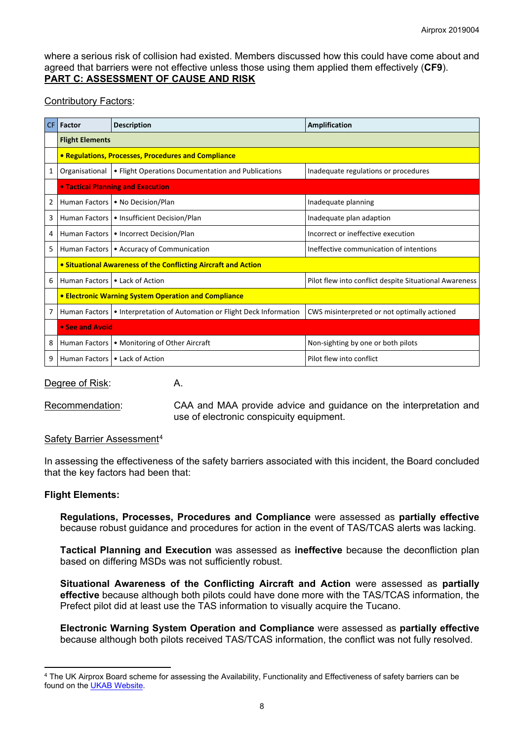where a serious risk of collision had existed. Members discussed how this could have come about and agreed that barriers were not effective unless those using them applied them effectively (**CF9**).

## PART C: ASSESSMENT OF CAUSE AND RISK

Contributory Factors:

| CF | Factor | Description | Amplification |
|---|---|---|---|
| | **Flight Elements** | | |
| | **• Regulations, Processes, Procedures and Compliance** | | |
| 1 | Organisational | • Flight Operations Documentation and Publications | Inadequate regulations or procedures |
| | **• Tactical Planning and Execution** | | |
| 2 | Human Factors | • No Decision/Plan | Inadequate planning |
| 3 | Human Factors | • Insufficient Decision/Plan | Inadequate plan adaption |
| 4 | Human Factors | • Incorrect Decision/Plan | Incorrect or ineffective execution |
| 5 | Human Factors | • Accuracy of Communication | Ineffective communication of intentions |
| | **• Situational Awareness of the Conflicting Aircraft and Action** | | |
| 6 | Human Factors | • Lack of Action | Pilot flew into conflict despite Situational Awareness |
| | **• Electronic Warning System Operation and Compliance** | | |
| 7 | Human Factors | • Interpretation of Automation or Flight Deck Information | CWS misinterpreted or not optimally actioned |
| | **• See and Avoid** | | |
| 8 | Human Factors | • Monitoring of Other Aircraft | Non-sighting by one or both pilots |
| 9 | Human Factors | • Lack of Action | Pilot flew into conflict |

Degree of Risk: A.

Recommendation: CAA and MAA provide advice and guidance on the interpretation and use of electronic conspicuity equipment.

Safety Barrier Assessment[4]

In assessing the effectiveness of the safety barriers associated with this incident, the Board concluded that the key factors had been that:

**Flight Elements:**

**Regulations, Processes, Procedures and Compliance** were assessed as **partially effective** because robust guidance and procedures for action in the event of TAS/TCAS alerts was lacking.

**Tactical Planning and Execution** was assessed as **ineffective** because the deconfliction plan based on differing MSDs was not sufficiently robust.

**Situational Awareness of the Conflicting Aircraft and Action** were assessed as **partially effective** because although both pilots could have done more with the TAS/TCAS information, the Prefect pilot did at least use the TAS information to visually acquire the Tucano.

**Electronic Warning System Operation and Compliance** were assessed as **partially effective** because although both pilots received TAS/TCAS information, the conflict was not fully resolved.

---

[4] The UK Airprox Board scheme for assessing the Availability, Functionality and Effectiveness of safety barriers can be found on the UKAB Website.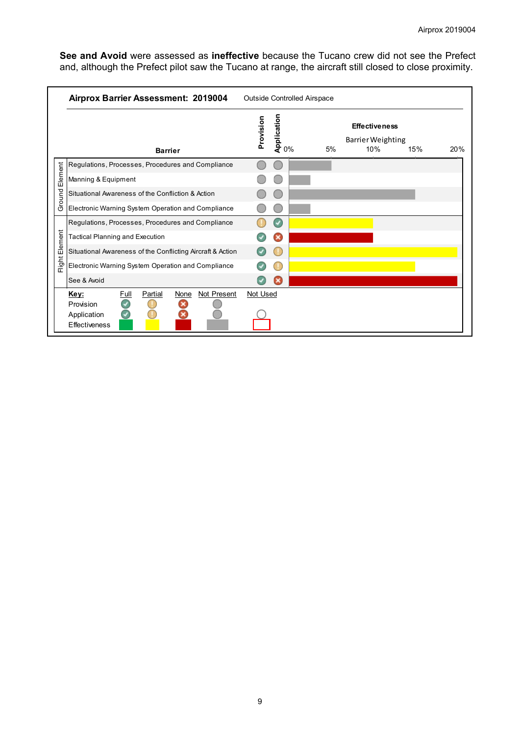**See and Avoid** were assessed as **ineffective** because the Tucano crew did not see the Prefect and, although the Prefect pilot saw the Tucano at range, the aircraft still closed to close proximity.

**Airprox Barrier Assessment: 2019004** Outside Controlled Airspace

Barrier

Provision

Application

Effectiveness

Barrier Weighting

0% 5% 10% 15% 20%

Ground Element

Regulations, Processes, Procedures and Compliance

Manning & Equipment

Situational Awareness of the Confliction & Action

Electronic Warning System Operation and Compliance

Flight Element

Regulations, Processes, Procedures and Compliance

Tactical Planning and Execution

Situational Awareness of the Conflicting Aircraft & Action

Electronic Warning System Operation and Compliance

See & Avoid

**Key:** Full Partial None Not Present Not Used

Provision

Application

Effectiveness